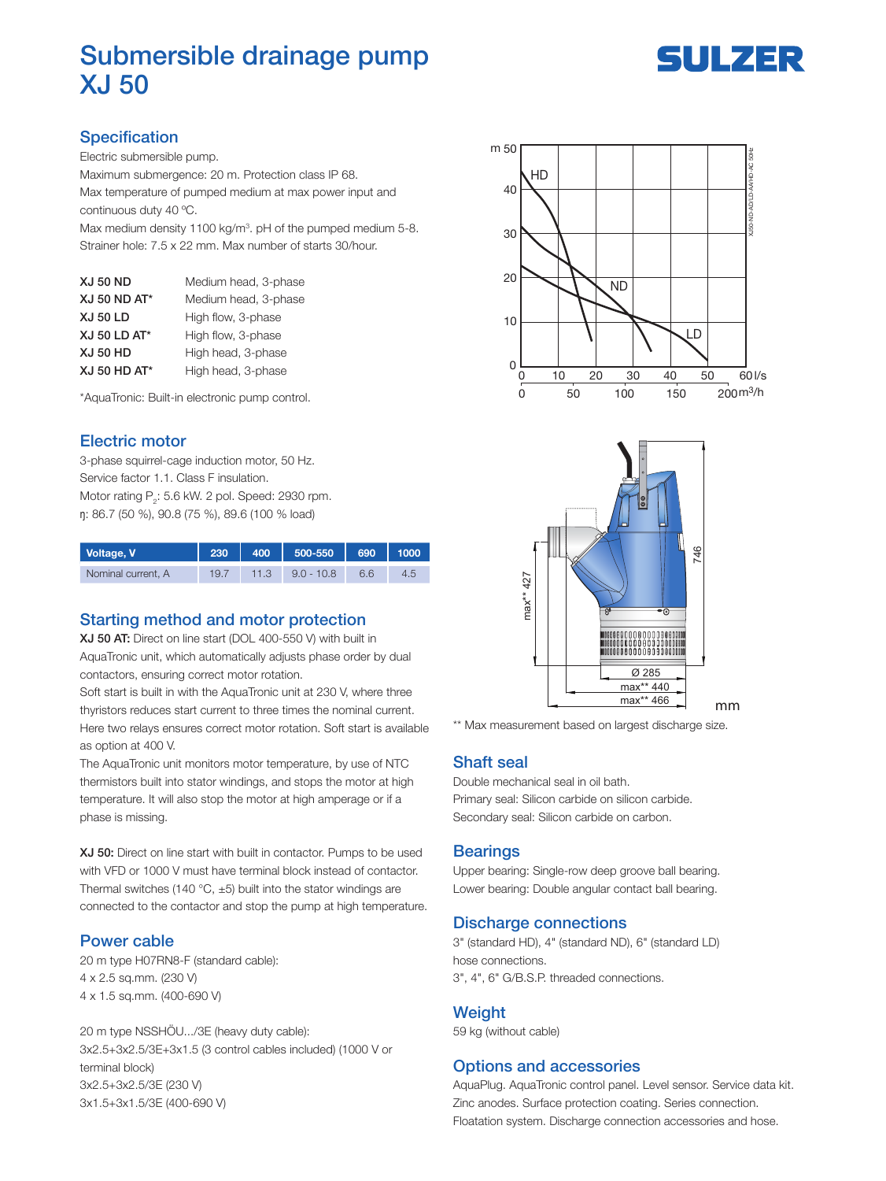# Submersible drainage pump XJ 50

SULZER

## Specification

Electric submersible pump.
Maximum submergence: 20 m. Protection class IP 68.
Max temperature of pumped medium at max power input and continuous duty 40 ºC.
Max medium density 1100 kg/m³. pH of the pumped medium 5-8.
Strainer hole: 7.5 x 22 mm. Max number of starts 30/hour.

| | |
|---|---|
| **XJ 50 ND** | Medium head, 3-phase |
| **XJ 50 ND AT*** | Medium head, 3-phase |
| **XJ 50 LD** | High flow, 3-phase |
| **XJ 50 LD AT*** | High flow, 3-phase |
| **XJ 50 HD** | High head, 3-phase |
| **XJ 50 HD AT*** | High head, 3-phase |

*AquaTronic: Built-in electronic pump control.

## Electric motor

3-phase squirrel-cage induction motor, 50 Hz.
Service factor 1.1. Class F insulation.
Motor rating $P_2$: 5.6 kW. 2 pol. Speed: 2930 rpm.
η: 86.7 (50 %), 90.8 (75 %), 89.6 (100 % load)

| Voltage, V | 230 | 400 | 500-550 | 690 | 1000 |
|---|---|---|---|---|---|
| Nominal current, A | 19.7 | 11.3 | 9.0 - 10.8 | 6.6 | 4.5 |

## Starting method and motor protection

**XJ 50 AT:** Direct on line start (DOL 400-550 V) with built in AquaTronic unit, which automatically adjusts phase order by dual contactors, ensuring correct motor rotation.
Soft start is built in with the AquaTronic unit at 230 V, where three thyristors reduces start current to three times the nominal current. Here two relays ensures correct motor rotation. Soft start is available as option at 400 V.
The AquaTronic unit monitors motor temperature, by use of NTC thermistors built into stator windings, and stops the motor at high temperature. It will also stop the motor at high amperage or if a phase is missing.

**XJ 50:** Direct on line start with built in contactor. Pumps to be used with VFD or 1000 V must have terminal block instead of contactor. Thermal switches (140 °C, ±5) built into the stator windings are connected to the contactor and stop the pump at high temperature.

## Power cable

20 m type H07RN8-F (standard cable):
4 x 2.5 sq.mm. (230 V)
4 x 1.5 sq.mm. (400-690 V)

20 m type NSSHÖU.../3E (heavy duty cable):
3x2.5+3x2.5/3E+3x1.5 (3 control cables included) (1000 V or terminal block)
3x2.5+3x2.5/3E (230 V)
3x1.5+3x1.5/3E (400-690 V)

** Max measurement based on largest discharge size.

## Shaft seal

Double mechanical seal in oil bath.
Primary seal: Silicon carbide on silicon carbide.
Secondary seal: Silicon carbide on carbon.

## Bearings

Upper bearing: Single-row deep groove ball bearing.
Lower bearing: Double angular contact ball bearing.

## Discharge connections

3" (standard HD), 4" (standard ND), 6" (standard LD) hose connections.
3", 4", 6" G/B.S.P. threaded connections.

## Weight

59 kg (without cable)

## Options and accessories

AquaPlug. AquaTronic control panel. Level sensor. Service data kit. Zinc anodes. Surface protection coating. Series connection. Floatation system. Discharge connection accessories and hose.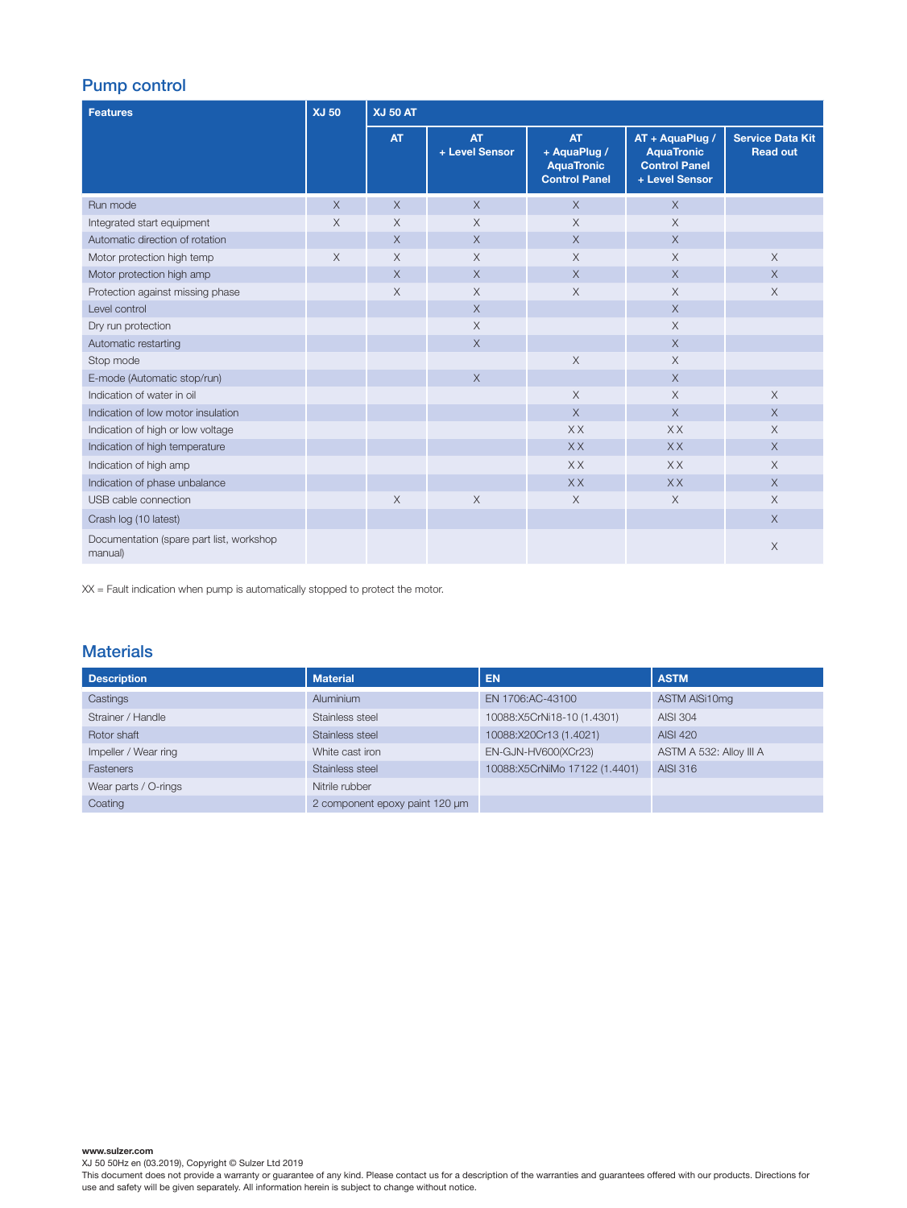## Pump control

| Features | XJ 50 | XJ 50 AT | | | | |
|---|---|---|---|---|---|---|
| | | AT | AT + Level Sensor | AT + AquaPlug / AquaTronic Control Panel | AT + AquaPlug / AquaTronic Control Panel + Level Sensor | Service Data Kit Read out |
| Run mode | X | X | X | X | X | |
| Integrated start equipment | X | X | X | X | X | |
| Automatic direction of rotation | | X | X | X | X | |
| Motor protection high temp | X | X | X | X | X | X |
| Motor protection high amp | | X | X | X | X | X |
| Protection against missing phase | | X | X | X | X | X |
| Level control | | | X | | X | |
| Dry run protection | | | X | | X | |
| Automatic restarting | | | X | | X | |
| Stop mode | | | | X | X | |
| E-mode (Automatic stop/run) | | | X | | X | |
| Indication of water in oil | | | | X | X | X |
| Indication of low motor insulation | | | | X | X | X |
| Indication of high or low voltage | | | | XX | XX | X |
| Indication of high temperature | | | | XX | XX | X |
| Indication of high amp | | | | XX | XX | X |
| Indication of phase unbalance | | | | XX | XX | X |
| USB cable connection | | X | X | X | X | X |
| Crash log (10 latest) | | | | | | X |
| Documentation (spare part list, workshop manual) | | | | | | X |

XX = Fault indication when pump is automatically stopped to protect the motor.

## Materials

| Description | Material | EN | ASTM |
|---|---|---|---|
| Castings | Aluminium | EN 1706:AC-43100 | ASTM AlSi10mg |
| Strainer / Handle | Stainless steel | 10088:X5CrNi18-10 (1.4301) | AISI 304 |
| Rotor shaft | Stainless steel | 10088:X20Cr13 (1.4021) | AISI 420 |
| Impeller / Wear ring | White cast iron | EN-GJN-HV600(XCr23) | ASTM A 532: Alloy III A |
| Fasteners | Stainless steel | 10088:X5CrNiMo 17122 (1.4401) | AISI 316 |
| Wear parts / O-rings | Nitrile rubber | | |
| Coating | 2 component epoxy paint 120 µm | | |

**www.sulzer.com**
XJ 50 50Hz en (03.2019), Copyright © Sulzer Ltd 2019
This document does not provide a warranty or guarantee of any kind. Please contact us for a description of the warranties and guarantees offered with our products. Directions for use and safety will be given separately. All information herein is subject to change without notice.